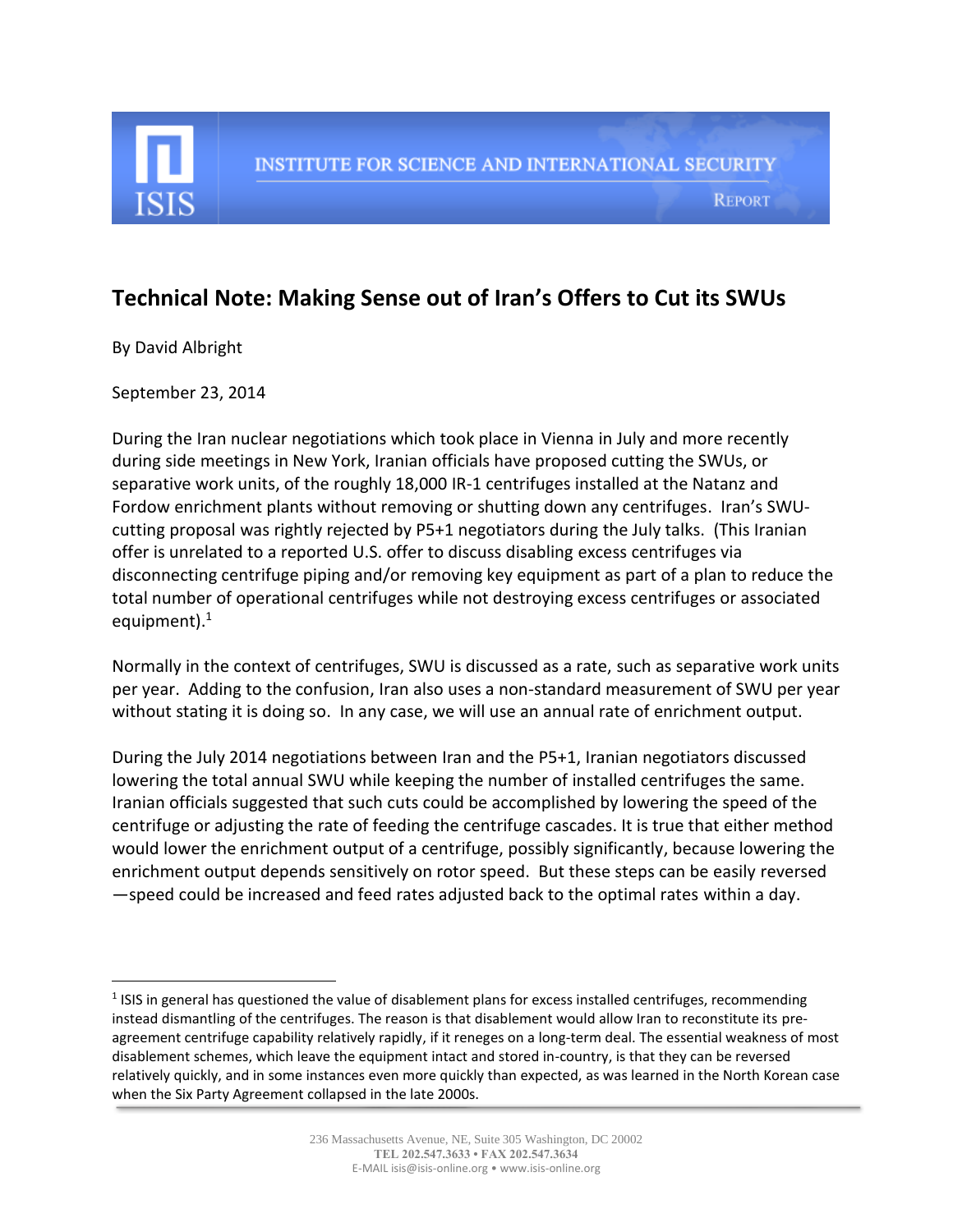INSTITUTE FOR SCIENCE AND INTERNATIONAL SECURITY

REPORT

# Technical Note: Making Sense out of Iran's Offers to Cut its SWUs

By David Albright

September 23, 2014

During the Iran nuclear negotiations which took place in Vienna in July and more recently during side meetings in New York, Iranian officials have proposed cutting the SWUs, or separative work units, of the roughly 18,000 IR-1 centrifuges installed at the Natanz and Fordow enrichment plants without removing or shutting down any centrifuges. Iran's SWU-cutting proposal was rightly rejected by P5+1 negotiators during the July talks. (This Iranian offer is unrelated to a reported U.S. offer to discuss disabling excess centrifuges via disconnecting centrifuge piping and/or removing key equipment as part of a plan to reduce the total number of operational centrifuges while not destroying excess centrifuges or associated equipment).[1]

Normally in the context of centrifuges, SWU is discussed as a rate, such as separative work units per year. Adding to the confusion, Iran also uses a non-standard measurement of SWU per year without stating it is doing so. In any case, we will use an annual rate of enrichment output.

During the July 2014 negotiations between Iran and the P5+1, Iranian negotiators discussed lowering the total annual SWU while keeping the number of installed centrifuges the same. Iranian officials suggested that such cuts could be accomplished by lowering the speed of the centrifuge or adjusting the rate of feeding the centrifuge cascades. It is true that either method would lower the enrichment output of a centrifuge, possibly significantly, because lowering the enrichment output depends sensitively on rotor speed. But these steps can be easily reversed —speed could be increased and feed rates adjusted back to the optimal rates within a day.

[1] ISIS in general has questioned the value of disablement plans for excess installed centrifuges, recommending instead dismantling of the centrifuges. The reason is that disablement would allow Iran to reconstitute its pre-agreement centrifuge capability relatively rapidly, if it reneges on a long-term deal. The essential weakness of most disablement schemes, which leave the equipment intact and stored in-country, is that they can be reversed relatively quickly, and in some instances even more quickly than expected, as was learned in the North Korean case when the Six Party Agreement collapsed in the late 2000s.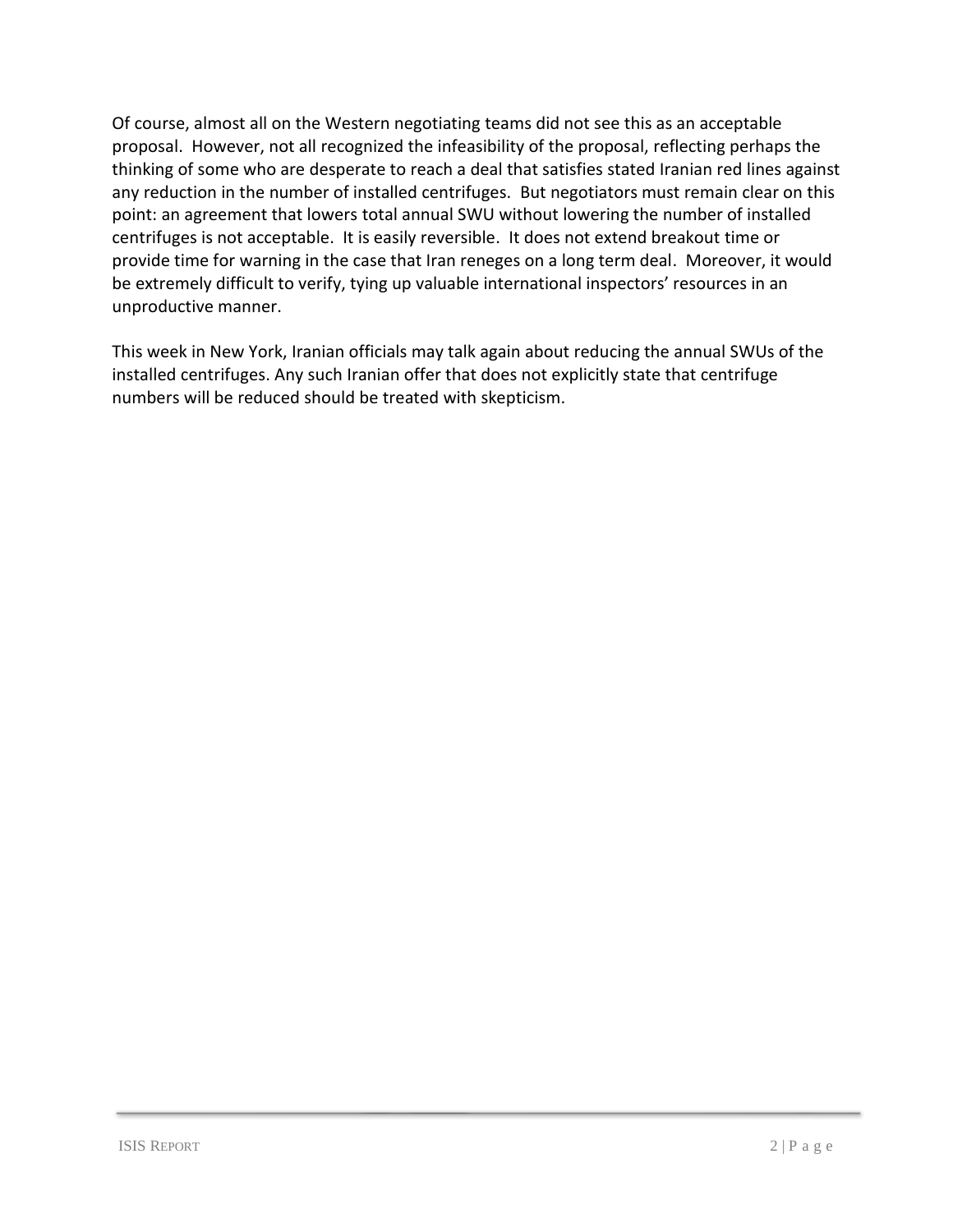Of course, almost all on the Western negotiating teams did not see this as an acceptable proposal. However, not all recognized the infeasibility of the proposal, reflecting perhaps the thinking of some who are desperate to reach a deal that satisfies stated Iranian red lines against any reduction in the number of installed centrifuges. But negotiators must remain clear on this point: an agreement that lowers total annual SWU without lowering the number of installed centrifuges is not acceptable. It is easily reversible. It does not extend breakout time or provide time for warning in the case that Iran reneges on a long term deal. Moreover, it would be extremely difficult to verify, tying up valuable international inspectors' resources in an unproductive manner.

This week in New York, Iranian officials may talk again about reducing the annual SWUs of the installed centrifuges. Any such Iranian offer that does not explicitly state that centrifuge numbers will be reduced should be treated with skepticism.